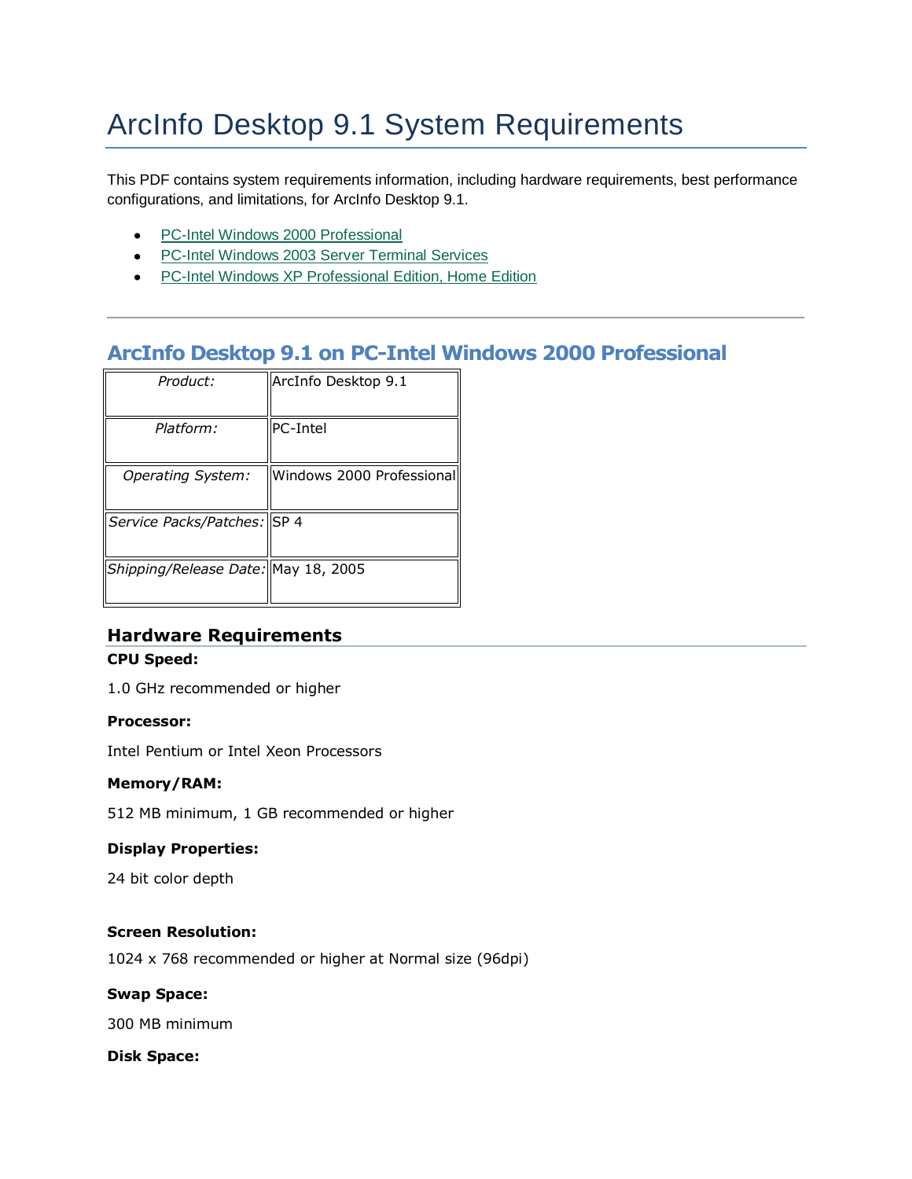# ArcInfo Desktop 9.1 System Requirements

This PDF contains system requirements information, including hardware requirements, best performance configurations, and limitations, for ArcInfo Desktop 9.1.

- PC-Intel Windows 2000 Professional
- PC-Intel Windows 2003 Server Terminal Services
- PC-Intel Windows XP Professional Edition, Home Edition

---

## ArcInfo Desktop 9.1 on PC-Intel Windows 2000 Professional

| | |
|---|---|
| *Product:* | ArcInfo Desktop 9.1 |
| *Platform:* | PC-Intel |
| *Operating System:* | Windows 2000 Professional |
| *Service Packs/Patches:* | SP 4 |
| *Shipping/Release Date:* | May 18, 2005 |

### Hardware Requirements

**CPU Speed:**

1.0 GHz recommended or higher

**Processor:**

Intel Pentium or Intel Xeon Processors

**Memory/RAM:**

512 MB minimum, 1 GB recommended or higher

**Display Properties:**

24 bit color depth

**Screen Resolution:**

1024 x 768 recommended or higher at Normal size (96dpi)

**Swap Space:**

300 MB minimum

**Disk Space:**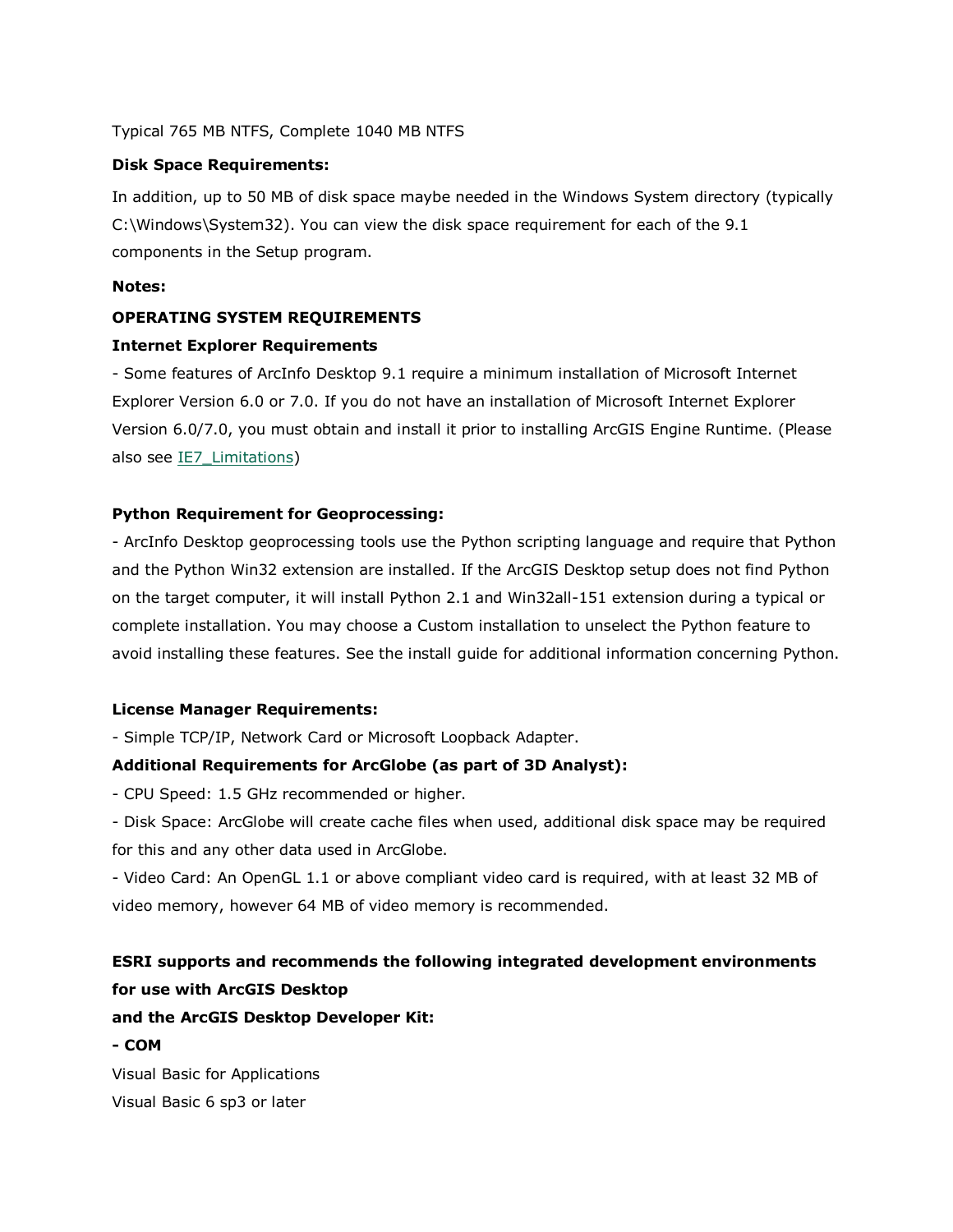Typical 765 MB NTFS, Complete 1040 MB NTFS

**Disk Space Requirements:**

In addition, up to 50 MB of disk space maybe needed in the Windows System directory (typically C:\Windows\System32). You can view the disk space requirement for each of the 9.1 components in the Setup program.

**Notes:**

**OPERATING SYSTEM REQUIREMENTS**

**Internet Explorer Requirements**

- Some features of ArcInfo Desktop 9.1 require a minimum installation of Microsoft Internet Explorer Version 6.0 or 7.0. If you do not have an installation of Microsoft Internet Explorer Version 6.0/7.0, you must obtain and install it prior to installing ArcGIS Engine Runtime. (Please also see IE7_Limitations)

**Python Requirement for Geoprocessing:**

- ArcInfo Desktop geoprocessing tools use the Python scripting language and require that Python and the Python Win32 extension are installed. If the ArcGIS Desktop setup does not find Python on the target computer, it will install Python 2.1 and Win32all-151 extension during a typical or complete installation. You may choose a Custom installation to unselect the Python feature to avoid installing these features. See the install guide for additional information concerning Python.

**License Manager Requirements:**

- Simple TCP/IP, Network Card or Microsoft Loopback Adapter.

**Additional Requirements for ArcGlobe (as part of 3D Analyst):**

- CPU Speed: 1.5 GHz recommended or higher.
- Disk Space: ArcGlobe will create cache files when used, additional disk space may be required for this and any other data used in ArcGlobe.
- Video Card: An OpenGL 1.1 or above compliant video card is required, with at least 32 MB of video memory, however 64 MB of video memory is recommended.

**ESRI supports and recommends the following integrated development environments for use with ArcGIS Desktop**
**and the ArcGIS Desktop Developer Kit:**

**- COM**

Visual Basic for Applications
Visual Basic 6 sp3 or later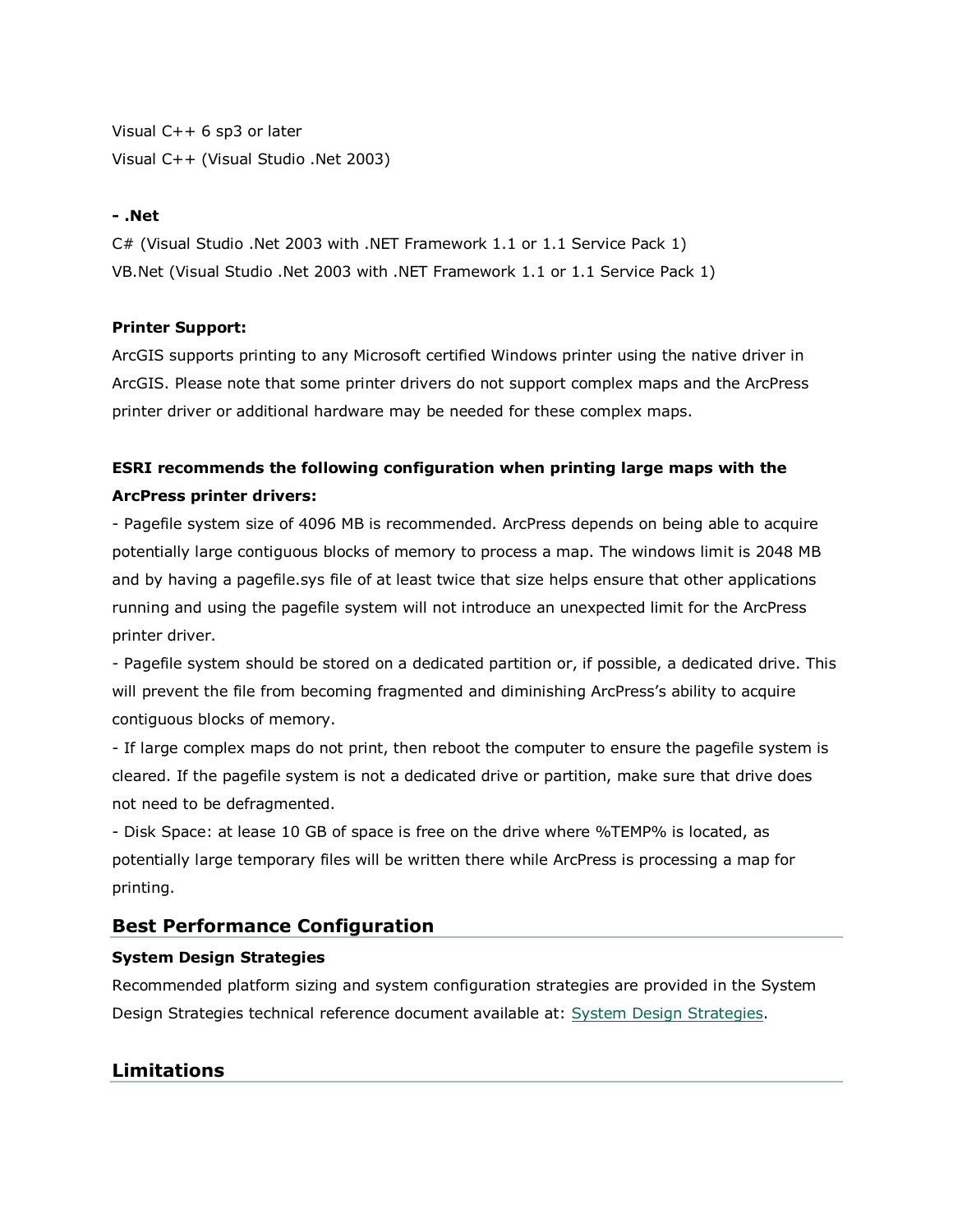Visual C++ 6 sp3 or later
Visual C++ (Visual Studio .Net 2003)

**- .Net**
C# (Visual Studio .Net 2003 with .NET Framework 1.1 or 1.1 Service Pack 1)
VB.Net (Visual Studio .Net 2003 with .NET Framework 1.1 or 1.1 Service Pack 1)

**Printer Support:**
ArcGIS supports printing to any Microsoft certified Windows printer using the native driver in ArcGIS. Please note that some printer drivers do not support complex maps and the ArcPress printer driver or additional hardware may be needed for these complex maps.

**ESRI recommends the following configuration when printing large maps with the ArcPress printer drivers:**
- Pagefile system size of 4096 MB is recommended. ArcPress depends on being able to acquire potentially large contiguous blocks of memory to process a map. The windows limit is 2048 MB and by having a pagefile.sys file of at least twice that size helps ensure that other applications running and using the pagefile system will not introduce an unexpected limit for the ArcPress printer driver.
- Pagefile system should be stored on a dedicated partition or, if possible, a dedicated drive. This will prevent the file from becoming fragmented and diminishing ArcPress's ability to acquire contiguous blocks of memory.
- If large complex maps do not print, then reboot the computer to ensure the pagefile system is cleared. If the pagefile system is not a dedicated drive or partition, make sure that drive does not need to be defragmented.
- Disk Space: at lease 10 GB of space is free on the drive where %TEMP% is located, as potentially large temporary files will be written there while ArcPress is processing a map for printing.

## Best Performance Configuration

**System Design Strategies**
Recommended platform sizing and system configuration strategies are provided in the System Design Strategies technical reference document available at: System Design Strategies.

## Limitations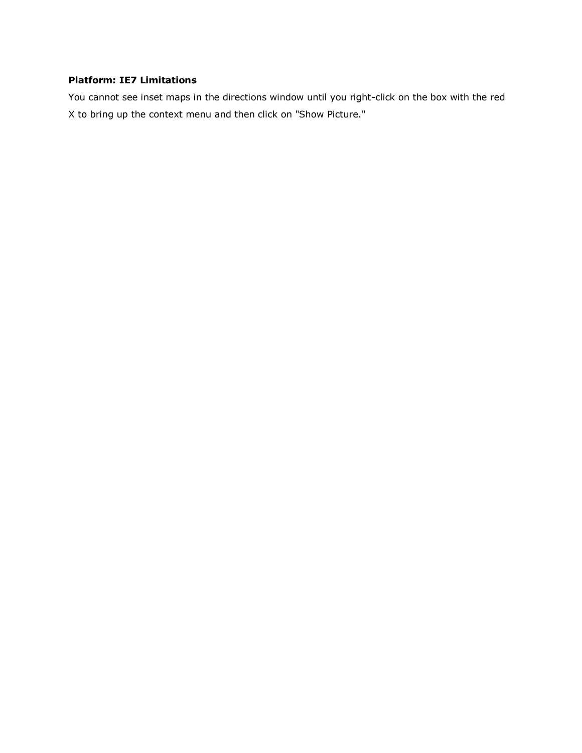**Platform: IE7 Limitations**

You cannot see inset maps in the directions window until you right-click on the box with the red X to bring up the context menu and then click on "Show Picture."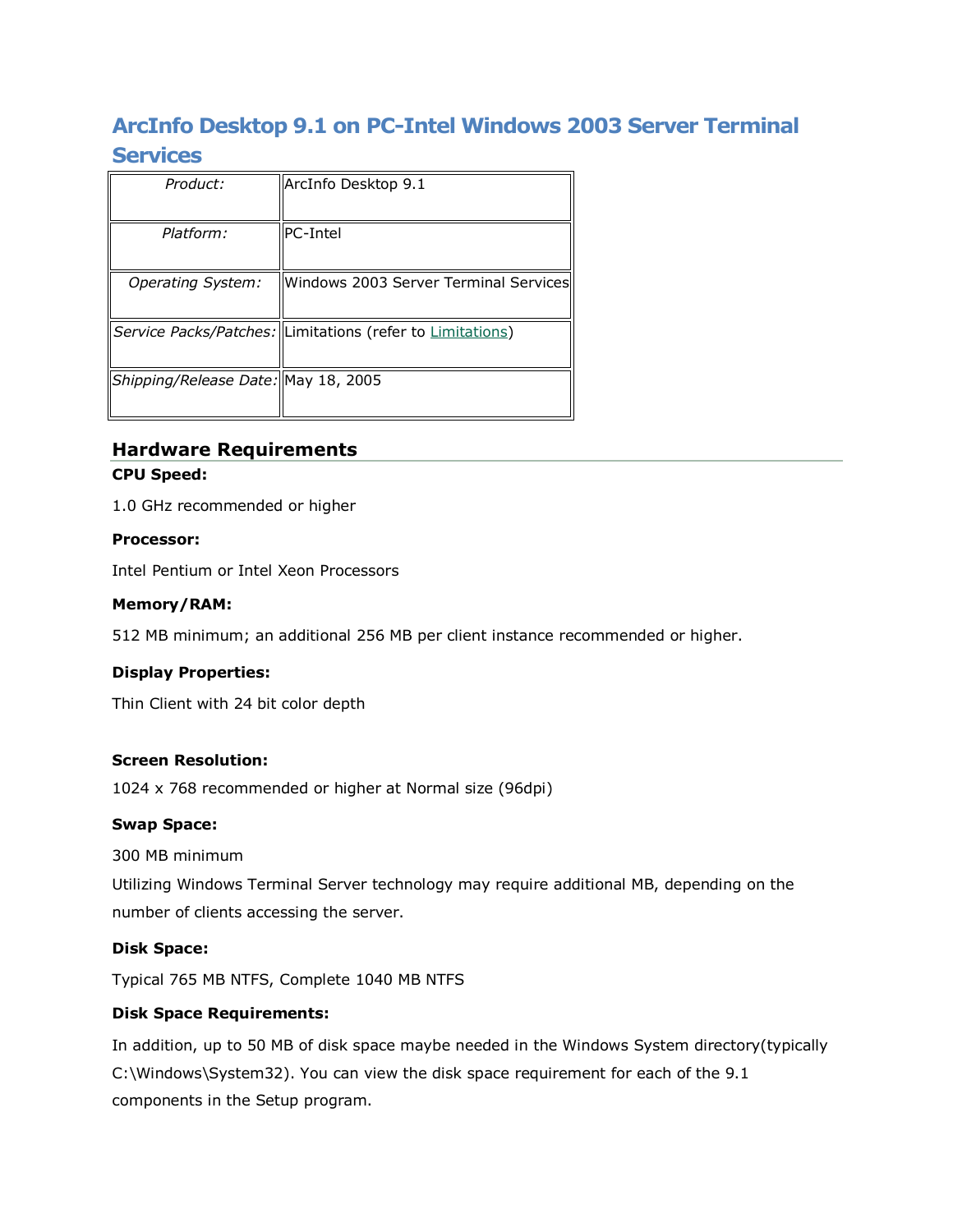# ArcInfo Desktop 9.1 on PC-Intel Windows 2003 Server Terminal Services

| | |
|---|---|
| *Product:* | ArcInfo Desktop 9.1 |
| *Platform:* | PC-Intel |
| *Operating System:* | Windows 2003 Server Terminal Services |
| *Service Packs/Patches:* | Limitations (refer to Limitations) |
| *Shipping/Release Date:* | May 18, 2005 |

## Hardware Requirements

**CPU Speed:**

1.0 GHz recommended or higher

**Processor:**

Intel Pentium or Intel Xeon Processors

**Memory/RAM:**

512 MB minimum; an additional 256 MB per client instance recommended or higher.

**Display Properties:**

Thin Client with 24 bit color depth

**Screen Resolution:**

1024 x 768 recommended or higher at Normal size (96dpi)

**Swap Space:**

300 MB minimum

Utilizing Windows Terminal Server technology may require additional MB, depending on the number of clients accessing the server.

**Disk Space:**

Typical 765 MB NTFS, Complete 1040 MB NTFS

**Disk Space Requirements:**

In addition, up to 50 MB of disk space maybe needed in the Windows System directory(typically C:\Windows\System32). You can view the disk space requirement for each of the 9.1 components in the Setup program.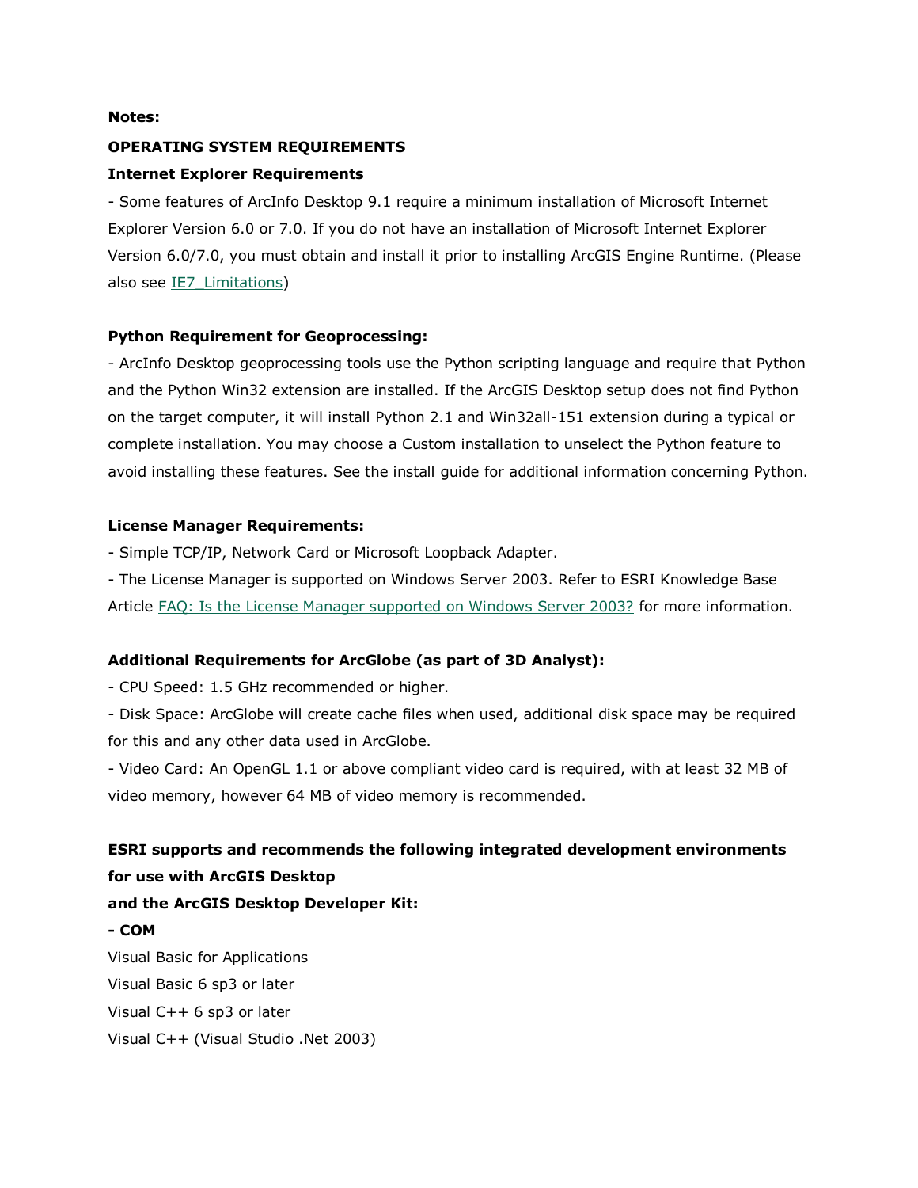**Notes:**

**OPERATING SYSTEM REQUIREMENTS**

**Internet Explorer Requirements**

- Some features of ArcInfo Desktop 9.1 require a minimum installation of Microsoft Internet Explorer Version 6.0 or 7.0. If you do not have an installation of Microsoft Internet Explorer Version 6.0/7.0, you must obtain and install it prior to installing ArcGIS Engine Runtime. (Please also see IE7_Limitations)

**Python Requirement for Geoprocessing:**

- ArcInfo Desktop geoprocessing tools use the Python scripting language and require that Python and the Python Win32 extension are installed. If the ArcGIS Desktop setup does not find Python on the target computer, it will install Python 2.1 and Win32all-151 extension during a typical or complete installation. You may choose a Custom installation to unselect the Python feature to avoid installing these features. See the install guide for additional information concerning Python.

**License Manager Requirements:**

- Simple TCP/IP, Network Card or Microsoft Loopback Adapter.
- The License Manager is supported on Windows Server 2003. Refer to ESRI Knowledge Base Article FAQ: Is the License Manager supported on Windows Server 2003? for more information.

**Additional Requirements for ArcGlobe (as part of 3D Analyst):**

- CPU Speed: 1.5 GHz recommended or higher.
- Disk Space: ArcGlobe will create cache files when used, additional disk space may be required for this and any other data used in ArcGlobe.
- Video Card: An OpenGL 1.1 or above compliant video card is required, with at least 32 MB of video memory, however 64 MB of video memory is recommended.

**ESRI supports and recommends the following integrated development environments for use with ArcGIS Desktop and the ArcGIS Desktop Developer Kit:**

**- COM**

Visual Basic for Applications

Visual Basic 6 sp3 or later

Visual C++ 6 sp3 or later

Visual C++ (Visual Studio .Net 2003)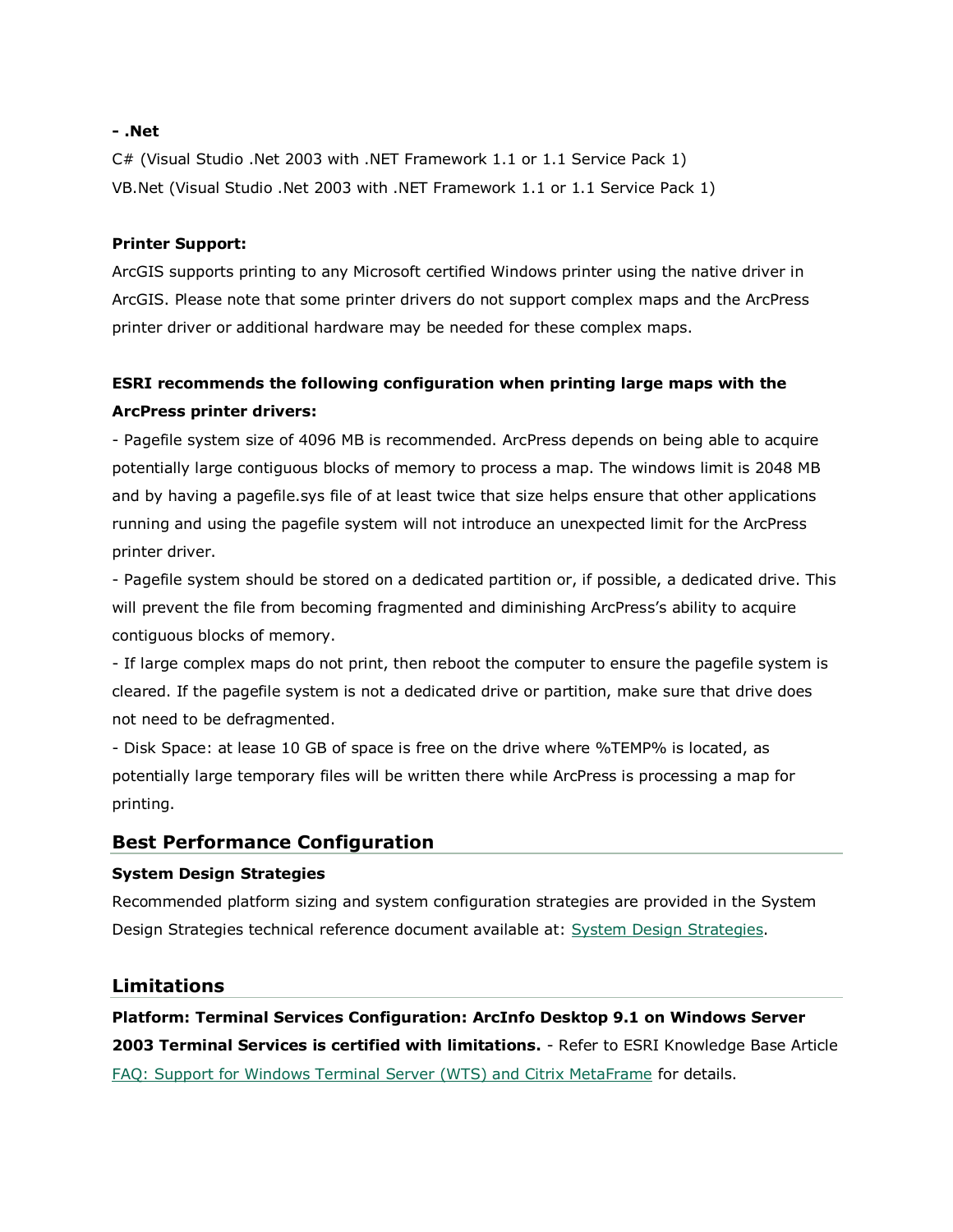**- .Net**

C# (Visual Studio .Net 2003 with .NET Framework 1.1 or 1.1 Service Pack 1)

VB.Net (Visual Studio .Net 2003 with .NET Framework 1.1 or 1.1 Service Pack 1)

**Printer Support:**

ArcGIS supports printing to any Microsoft certified Windows printer using the native driver in ArcGIS. Please note that some printer drivers do not support complex maps and the ArcPress printer driver or additional hardware may be needed for these complex maps.

**ESRI recommends the following configuration when printing large maps with the ArcPress printer drivers:**

- Pagefile system size of 4096 MB is recommended. ArcPress depends on being able to acquire potentially large contiguous blocks of memory to process a map. The windows limit is 2048 MB and by having a pagefile.sys file of at least twice that size helps ensure that other applications running and using the pagefile system will not introduce an unexpected limit for the ArcPress printer driver.
- Pagefile system should be stored on a dedicated partition or, if possible, a dedicated drive. This will prevent the file from becoming fragmented and diminishing ArcPress's ability to acquire contiguous blocks of memory.
- If large complex maps do not print, then reboot the computer to ensure the pagefile system is cleared. If the pagefile system is not a dedicated drive or partition, make sure that drive does not need to be defragmented.
- Disk Space: at lease 10 GB of space is free on the drive where %TEMP% is located, as potentially large temporary files will be written there while ArcPress is processing a map for printing.

## Best Performance Configuration

**System Design Strategies**

Recommended platform sizing and system configuration strategies are provided in the System Design Strategies technical reference document available at: System Design Strategies.

## Limitations

**Platform: Terminal Services Configuration: ArcInfo Desktop 9.1 on Windows Server 2003 Terminal Services is certified with limitations.** - Refer to ESRI Knowledge Base Article FAQ: Support for Windows Terminal Server (WTS) and Citrix MetaFrame for details.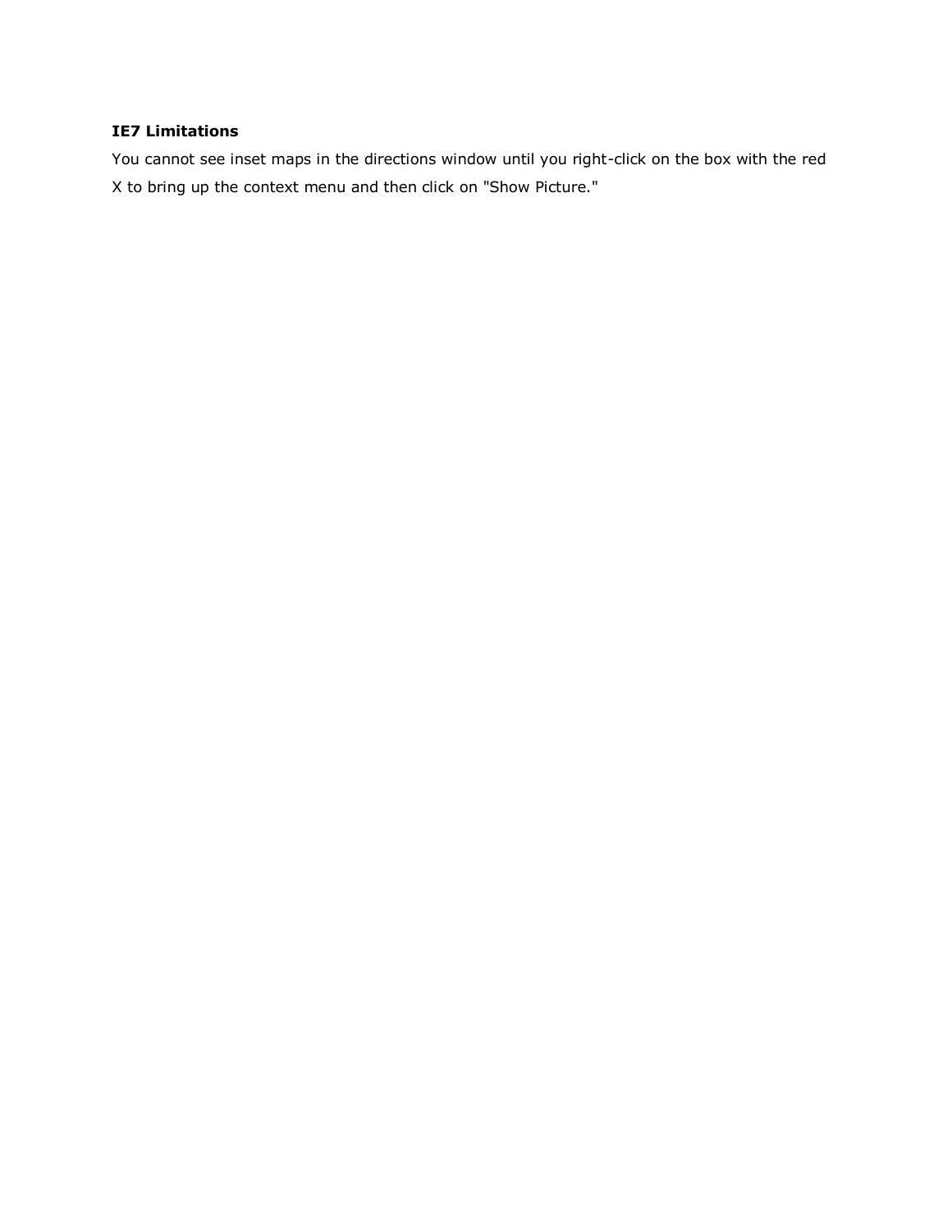**IE7 Limitations**

You cannot see inset maps in the directions window until you right-click on the box with the red X to bring up the context menu and then click on "Show Picture."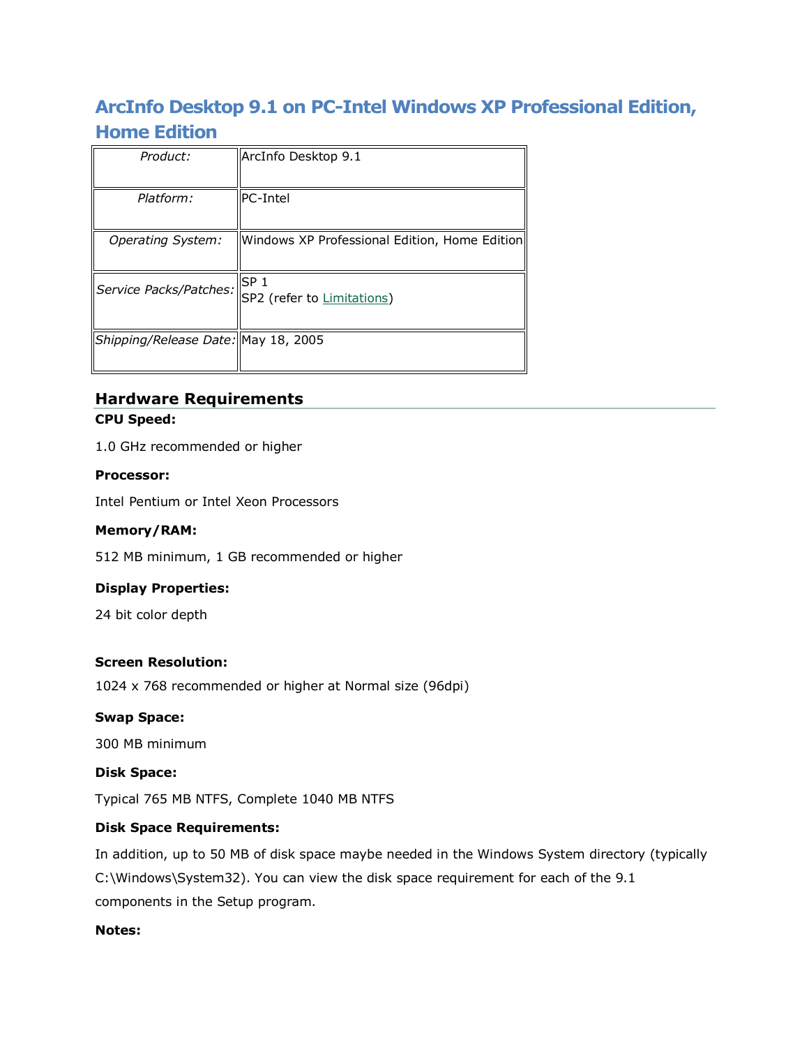## ArcInfo Desktop 9.1 on PC-Intel Windows XP Professional Edition, Home Edition

| Product: | ArcInfo Desktop 9.1 |
|---|---|
| Platform: | PC-Intel |
| Operating System: | Windows XP Professional Edition, Home Edition |
| Service Packs/Patches: | SP 1<br>SP2 (refer to Limitations) |
| Shipping/Release Date: | May 18, 2005 |

### Hardware Requirements

**CPU Speed:**

1.0 GHz recommended or higher

**Processor:**

Intel Pentium or Intel Xeon Processors

**Memory/RAM:**

512 MB minimum, 1 GB recommended or higher

**Display Properties:**

24 bit color depth

**Screen Resolution:**

1024 x 768 recommended or higher at Normal size (96dpi)

**Swap Space:**

300 MB minimum

**Disk Space:**

Typical 765 MB NTFS, Complete 1040 MB NTFS

**Disk Space Requirements:**

In addition, up to 50 MB of disk space maybe needed in the Windows System directory (typically C:\Windows\System32). You can view the disk space requirement for each of the 9.1 components in the Setup program.

**Notes:**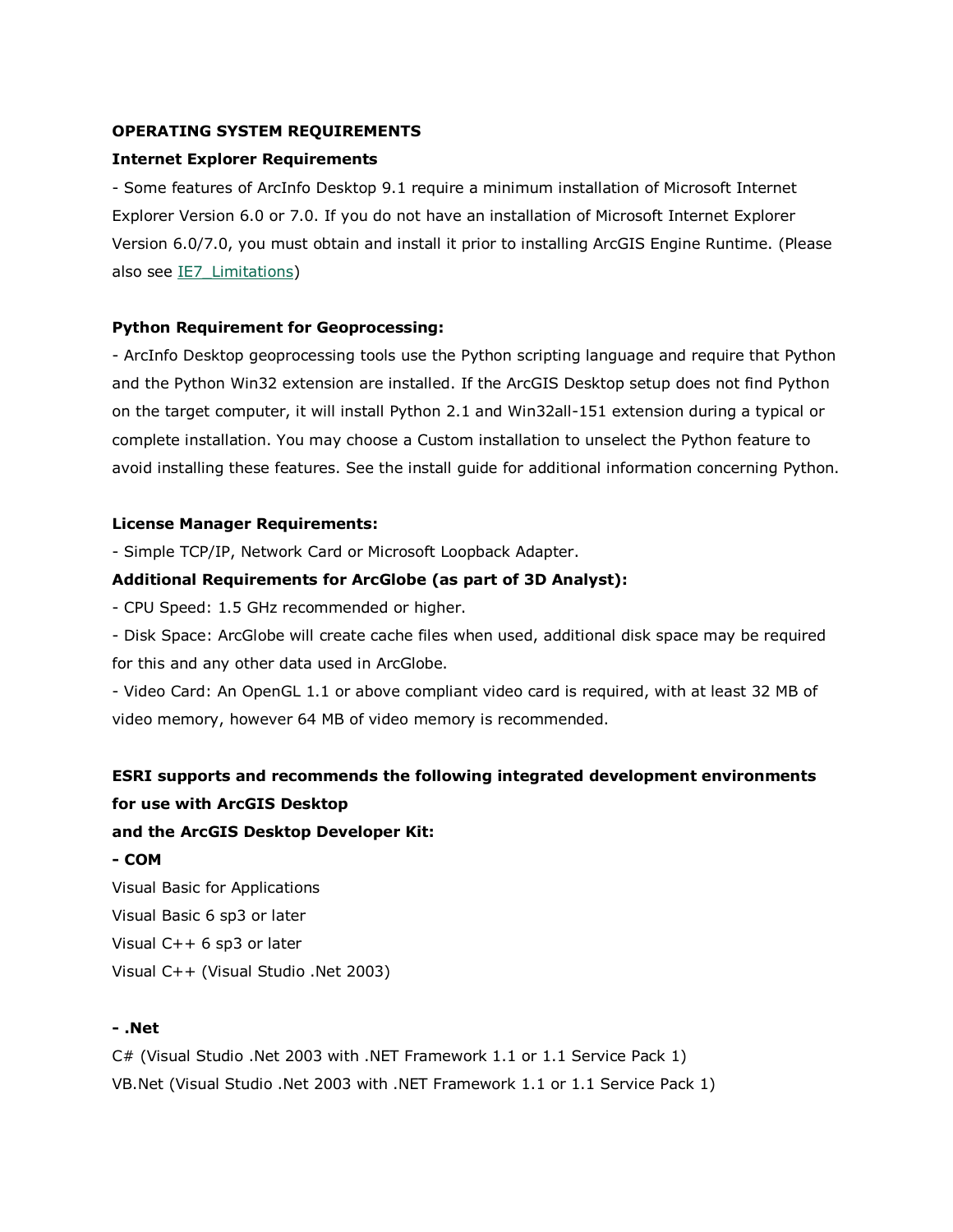**OPERATING SYSTEM REQUIREMENTS**

**Internet Explorer Requirements**

- Some features of ArcInfo Desktop 9.1 require a minimum installation of Microsoft Internet Explorer Version 6.0 or 7.0. If you do not have an installation of Microsoft Internet Explorer Version 6.0/7.0, you must obtain and install it prior to installing ArcGIS Engine Runtime. (Please also see IE7_Limitations)

**Python Requirement for Geoprocessing:**

- ArcInfo Desktop geoprocessing tools use the Python scripting language and require that Python and the Python Win32 extension are installed. If the ArcGIS Desktop setup does not find Python on the target computer, it will install Python 2.1 and Win32all-151 extension during a typical or complete installation. You may choose a Custom installation to unselect the Python feature to avoid installing these features. See the install guide for additional information concerning Python.

**License Manager Requirements:**

- Simple TCP/IP, Network Card or Microsoft Loopback Adapter.

**Additional Requirements for ArcGlobe (as part of 3D Analyst):**

- CPU Speed: 1.5 GHz recommended or higher.
- Disk Space: ArcGlobe will create cache files when used, additional disk space may be required for this and any other data used in ArcGlobe.
- Video Card: An OpenGL 1.1 or above compliant video card is required, with at least 32 MB of video memory, however 64 MB of video memory is recommended.

**ESRI supports and recommends the following integrated development environments for use with ArcGIS Desktop and the ArcGIS Desktop Developer Kit:**

**- COM**

Visual Basic for Applications
Visual Basic 6 sp3 or later
Visual C++ 6 sp3 or later
Visual C++ (Visual Studio .Net 2003)

**- .Net**

C# (Visual Studio .Net 2003 with .NET Framework 1.1 or 1.1 Service Pack 1)
VB.Net (Visual Studio .Net 2003 with .NET Framework 1.1 or 1.1 Service Pack 1)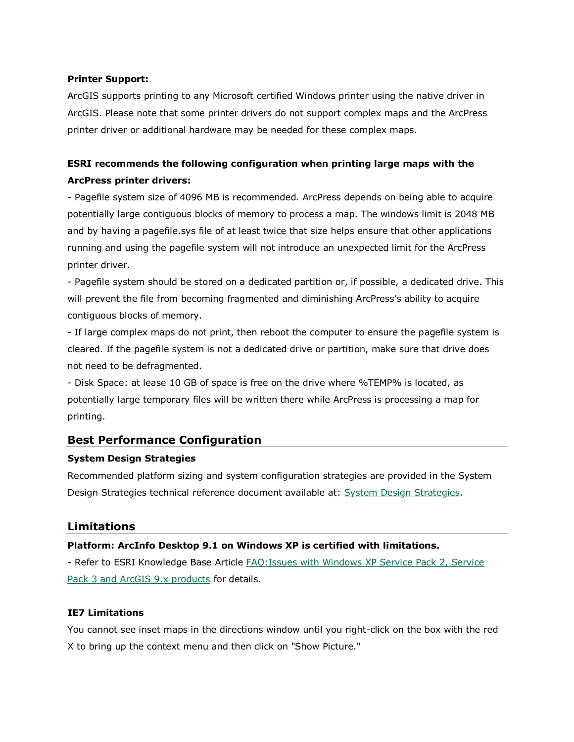**Printer Support:**

ArcGIS supports printing to any Microsoft certified Windows printer using the native driver in ArcGIS. Please note that some printer drivers do not support complex maps and the ArcPress printer driver or additional hardware may be needed for these complex maps.

**ESRI recommends the following configuration when printing large maps with the ArcPress printer drivers:**

- Pagefile system size of 4096 MB is recommended. ArcPress depends on being able to acquire potentially large contiguous blocks of memory to process a map. The windows limit is 2048 MB and by having a pagefile.sys file of at least twice that size helps ensure that other applications running and using the pagefile system will not introduce an unexpected limit for the ArcPress printer driver.
- Pagefile system should be stored on a dedicated partition or, if possible, a dedicated drive. This will prevent the file from becoming fragmented and diminishing ArcPress's ability to acquire contiguous blocks of memory.
- If large complex maps do not print, then reboot the computer to ensure the pagefile system is cleared. If the pagefile system is not a dedicated drive or partition, make sure that drive does not need to be defragmented.
- Disk Space: at lease 10 GB of space is free on the drive where %TEMP% is located, as potentially large temporary files will be written there while ArcPress is processing a map for printing.

## Best Performance Configuration

**System Design Strategies**

Recommended platform sizing and system configuration strategies are provided in the System Design Strategies technical reference document available at: System Design Strategies.

## Limitations

**Platform: ArcInfo Desktop 9.1 on Windows XP is certified with limitations.**

- Refer to ESRI Knowledge Base Article FAQ:Issues with Windows XP Service Pack 2, Service Pack 3 and ArcGIS 9.x products for details.

**IE7 Limitations**

You cannot see inset maps in the directions window until you right-click on the box with the red X to bring up the context menu and then click on "Show Picture."